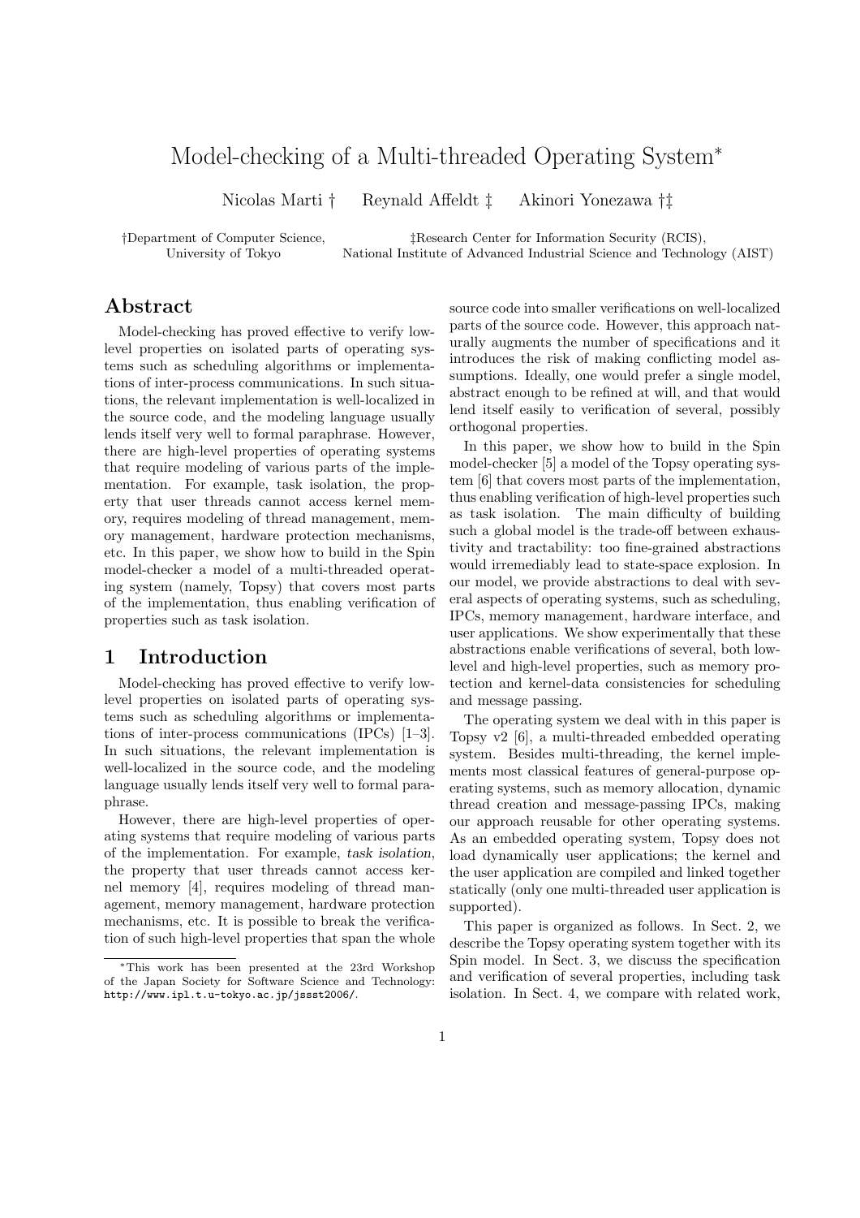# Model-checking of a Multi-threaded Operating System*

Nicolas Marti † Reynald Affeldt ‡ Akinori Yonezawa †‡

†Department of Computer Science, University of Tokyo

‡Research Center for Information Security (RCIS), National Institute of Advanced Industrial Science and Technology (AIST)

## Abstract

Model-checking has proved effective to verify low-level properties on isolated parts of operating systems such as scheduling algorithms or implementations of inter-process communications. In such situations, the relevant implementation is well-localized in the source code, and the modeling language usually lends itself very well to formal paraphrase. However, there are high-level properties of operating systems that require modeling of various parts of the implementation. For example, task isolation, the property that user threads cannot access kernel memory, requires modeling of thread management, memory management, hardware protection mechanisms, etc. In this paper, we show how to build in the Spin model-checker a model of a multi-threaded operating system (namely, Topsy) that covers most parts of the implementation, thus enabling verification of properties such as task isolation.

## 1 Introduction

Model-checking has proved effective to verify low-level properties on isolated parts of operating systems such as scheduling algorithms or implementations of inter-process communications (IPCs) [1–3]. In such situations, the relevant implementation is well-localized in the source code, and the modeling language usually lends itself very well to formal paraphrase.

However, there are high-level properties of operating systems that require modeling of various parts of the implementation. For example, *task isolation*, the property that user threads cannot access kernel memory [4], requires modeling of thread management, memory management, hardware protection mechanisms, etc. It is possible to break the verification of such high-level properties that span the whole source code into smaller verifications on well-localized parts of the source code. However, this approach naturally augments the number of specifications and it introduces the risk of making conflicting model assumptions. Ideally, one would prefer a single model, abstract enough to be refined at will, and that would lend itself easily to verification of several, possibly orthogonal properties.

In this paper, we show how to build in the Spin model-checker [5] a model of the Topsy operating system [6] that covers most parts of the implementation, thus enabling verification of high-level properties such as task isolation. The main difficulty of building such a global model is the trade-off between exhaustivity and tractability: too fine-grained abstractions would irremediably lead to state-space explosion. In our model, we provide abstractions to deal with several aspects of operating systems, such as scheduling, IPCs, memory management, hardware interface, and user applications. We show experimentally that these abstractions enable verifications of several, both low-level and high-level properties, such as memory protection and kernel-data consistencies for scheduling and message passing.

The operating system we deal with in this paper is Topsy v2 [6], a multi-threaded embedded operating system. Besides multi-threading, the kernel implements most classical features of general-purpose operating systems, such as memory allocation, dynamic thread creation and message-passing IPCs, making our approach reusable for other operating systems. As an embedded operating system, Topsy does not load dynamically user applications; the kernel and the user application are compiled and linked together statically (only one multi-threaded user application is supported).

This paper is organized as follows. In Sect. 2, we describe the Topsy operating system together with its Spin model. In Sect. 3, we discuss the specification and verification of several properties, including task isolation. In Sect. 4, we compare with related work,

*This work has been presented at the 23rd Workshop of the Japan Society for Software Science and Technology: http://www.ipl.t.u-tokyo.ac.jp/jssst2006/.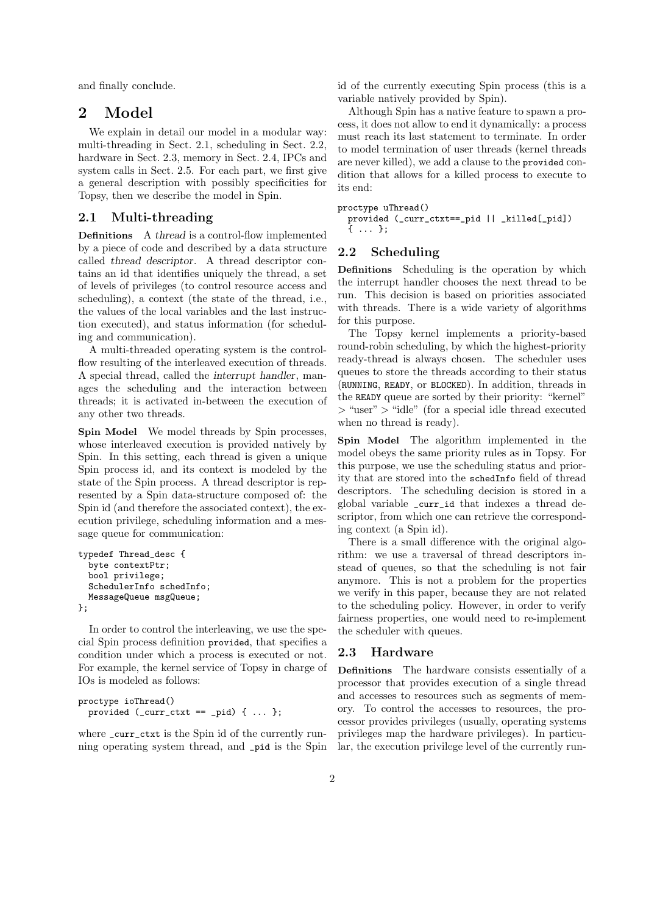and finally conclude.

# 2 Model

We explain in detail our model in a modular way: multi-threading in Sect. 2.1, scheduling in Sect. 2.2, hardware in Sect. 2.3, memory in Sect. 2.4, IPCs and system calls in Sect. 2.5. For each part, we first give a general description with possibly specificities for Topsy, then we describe the model in Spin.

## 2.1 Multi-threading

**Definitions** A *thread* is a control-flow implemented by a piece of code and described by a data structure called *thread descriptor*. A thread descriptor contains an id that identifies uniquely the thread, a set of levels of privileges (to control resource access and scheduling), a context (the state of the thread, i.e., the values of the local variables and the last instruction executed), and status information (for scheduling and communication).

A multi-threaded operating system is the control-flow resulting of the interleaved execution of threads. A special thread, called the *interrupt handler*, manages the scheduling and the interaction between threads; it is activated in-between the execution of any other two threads.

**Spin Model** We model threads by Spin processes, whose interleaved execution is provided natively by Spin. In this setting, each thread is given a unique Spin process id, and its context is modeled by the state of the Spin process. A thread descriptor is represented by a Spin data-structure composed of: the Spin id (and therefore the associated context), the execution privilege, scheduling information and a message queue for communication:

```
typedef Thread_desc {
  byte contextPtr;
  bool privilege;
  SchedulerInfo schedInfo;
  MessageQueue msgQueue;
};
```

In order to control the interleaving, we use the special Spin process definition `provided`, that specifies a condition under which a process is executed or not. For example, the kernel service of Topsy in charge of IOs is modeled as follows:

```
proctype ioThread()
  provided (_curr_ctxt == _pid) { ... };
```

where `_curr_ctxt` is the Spin id of the currently running operating system thread, and `_pid` is the Spin id of the currently executing Spin process (this is a variable natively provided by Spin).

Although Spin has a native feature to spawn a process, it does not allow to end it dynamically: a process must reach its last statement to terminate. In order to model termination of user threads (kernel threads are never killed), we add a clause to the `provided` condition that allows for a killed process to execute to its end:

```
proctype uThread()
  provided (_curr_ctxt==_pid || _killed[_pid])
  { ... };
```

## 2.2 Scheduling

**Definitions** Scheduling is the operation by which the interrupt handler chooses the next thread to be run. This decision is based on priorities associated with threads. There is a wide variety of algorithms for this purpose.

The Topsy kernel implements a priority-based round-robin scheduling, by which the highest-priority ready-thread is always chosen. The scheduler uses queues to store the threads according to their status (`RUNNING`, `READY`, or `BLOCKED`). In addition, threads in the `READY` queue are sorted by their priority: "kernel" > "user" > "idle" (for a special idle thread executed when no thread is ready).

**Spin Model** The algorithm implemented in the model obeys the same priority rules as in Topsy. For this purpose, we use the scheduling status and priority that are stored into the `schedInfo` field of thread descriptors. The scheduling decision is stored in a global variable `_curr_id` that indexes a thread descriptor, from which one can retrieve the corresponding context (a Spin id).

There is a small difference with the original algorithm: we use a traversal of thread descriptors instead of queues, so that the scheduling is not fair anymore. This is not a problem for the properties we verify in this paper, because they are not related to the scheduling policy. However, in order to verify fairness properties, one would need to re-implement the scheduler with queues.

## 2.3 Hardware

**Definitions** The hardware consists essentially of a processor that provides execution of a single thread and accesses to resources such as segments of memory. To control the accesses to resources, the processor provides privileges (usually, operating systems privileges map the hardware privileges). In particular, the execution privilege level of the currently run-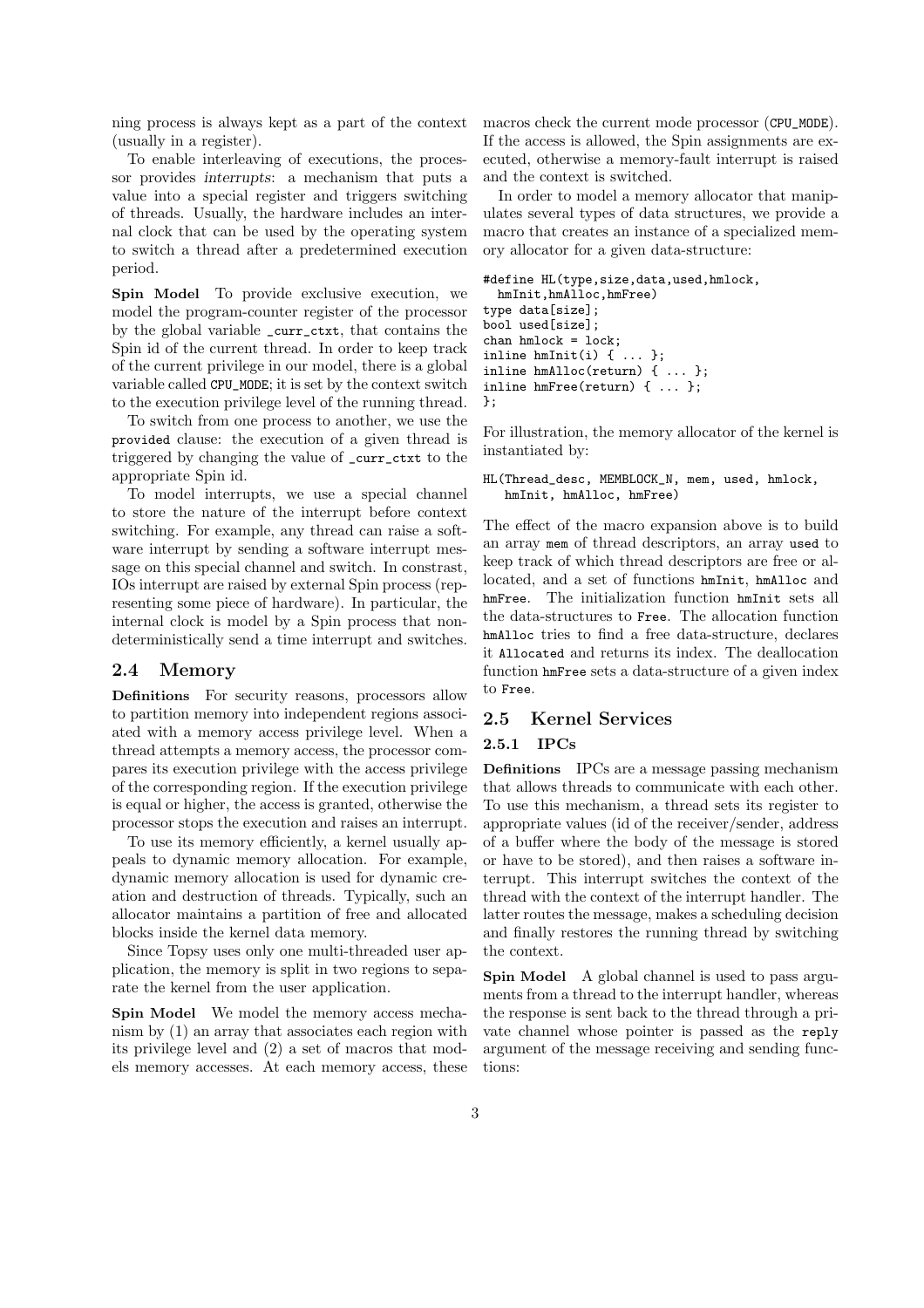ning process is always kept as a part of the context (usually in a register).

To enable interleaving of executions, the processor provides *interrupts*: a mechanism that puts a value into a special register and triggers switching of threads. Usually, the hardware includes an internal clock that can be used by the operating system to switch a thread after a predetermined execution period.

**Spin Model** To provide exclusive execution, we model the program-counter register of the processor by the global variable `_curr_ctxt`, that contains the Spin id of the current thread. In order to keep track of the current privilege in our model, there is a global variable called `CPU_MODE`; it is set by the context switch to the execution privilege level of the running thread.

To switch from one process to another, we use the `provided` clause: the execution of a given thread is triggered by changing the value of `_curr_ctxt` to the appropriate Spin id.

To model interrupts, we use a special channel to store the nature of the interrupt before context switching. For example, any thread can raise a software interrupt by sending a software interrupt message on this special channel and switch. In constrast, IOs interrupt are raised by external Spin process (representing some piece of hardware). In particular, the internal clock is model by a Spin process that nondeterministically send a time interrupt and switches.

### 2.4 Memory

**Definitions** For security reasons, processors allow to partition memory into independent regions associated with a memory access privilege level. When a thread attempts a memory access, the processor compares its execution privilege with the access privilege of the corresponding region. If the execution privilege is equal or higher, the access is granted, otherwise the processor stops the execution and raises an interrupt.

To use its memory efficiently, a kernel usually appeals to dynamic memory allocation. For example, dynamic memory allocation is used for dynamic creation and destruction of threads. Typically, such an allocator maintains a partition of free and allocated blocks inside the kernel data memory.

Since Topsy uses only one multi-threaded user application, the memory is split in two regions to separate the kernel from the user application.

**Spin Model** We model the memory access mechanism by (1) an array that associates each region with its privilege level and (2) a set of macros that models memory accesses. At each memory access, these macros check the current mode processor (`CPU_MODE`). If the access is allowed, the Spin assignments are executed, otherwise a memory-fault interrupt is raised and the context is switched.

In order to model a memory allocator that manipulates several types of data structures, we provide a macro that creates an instance of a specialized memory allocator for a given data-structure:

```
#define HL(type,size,data,used,hmlock,
  hmInit,hmAlloc,hmFree)
type data[size];
bool used[size];
chan hmlock = lock;
inline hmInit(i) { ... };
inline hmAlloc(return) { ... };
inline hmFree(return) { ... };
};
```

For illustration, the memory allocator of the kernel is instantiated by:

```
HL(Thread_desc, MEMBLOCK_N, mem, used, hmlock,
   hmInit, hmAlloc, hmFree)
```

The effect of the macro expansion above is to build an array `mem` of thread descriptors, an array `used` to keep track of which thread descriptors are free or allocated, and a set of functions `hmInit`, `hmAlloc` and `hmFree`. The initialization function `hmInit` sets all the data-structures to `Free`. The allocation function `hmAlloc` tries to find a free data-structure, declares it `Allocated` and returns its index. The deallocation function `hmFree` sets a data-structure of a given index to `Free`.

### 2.5 Kernel Services

#### 2.5.1 IPCs

**Definitions** IPCs are a message passing mechanism that allows threads to communicate with each other. To use this mechanism, a thread sets its register to appropriate values (id of the receiver/sender, address of a buffer where the body of the message is stored or have to be stored), and then raises a software interrupt. This interrupt switches the context of the thread with the context of the interrupt handler. The latter routes the message, makes a scheduling decision and finally restores the running thread by switching the context.

**Spin Model** A global channel is used to pass arguments from a thread to the interrupt handler, whereas the response is sent back to the thread through a private channel whose pointer is passed as the `reply` argument of the message receiving and sending functions: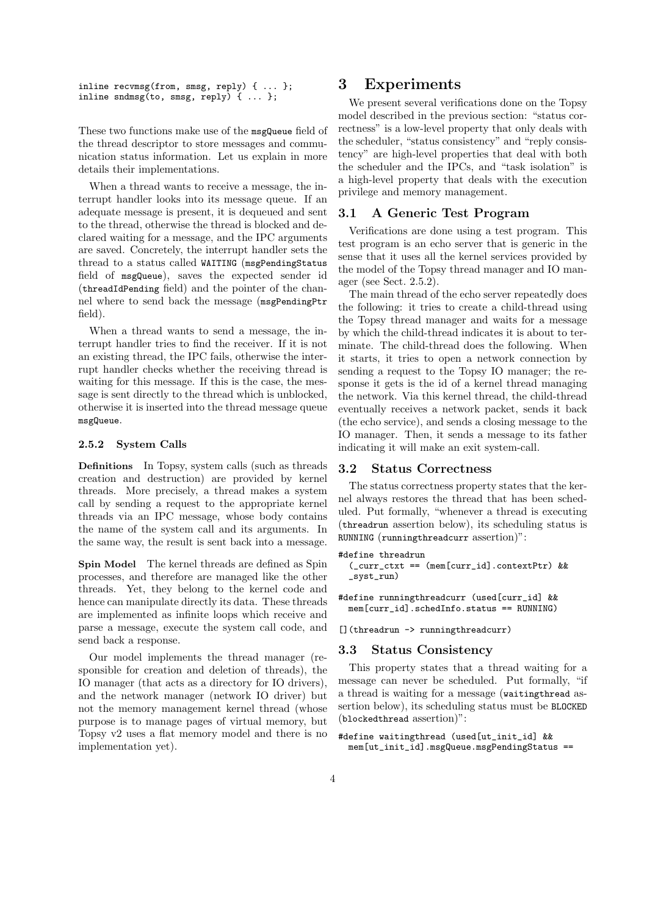```
inline recvmsg(from, smsg, reply) { ... };
inline sndmsg(to, smsg, reply) { ... };
```

These two functions make use of the `msgQueue` field of the thread descriptor to store messages and communication status information. Let us explain in more details their implementations.

When a thread wants to receive a message, the interrupt handler looks into its message queue. If an adequate message is present, it is dequeued and sent to the thread, otherwise the thread is blocked and declared waiting for a message, and the IPC arguments are saved. Concretely, the interrupt handler sets the thread to a status called `WAITING` (`msgPendingStatus` field of `msgQueue`), saves the expected sender id (`threadIdPending` field) and the pointer of the channel where to send back the message (`msgPendingPtr` field).

When a thread wants to send a message, the interrupt handler tries to find the receiver. If it is not an existing thread, the IPC fails, otherwise the interrupt handler checks whether the receiving thread is waiting for this message. If this is the case, the message is sent directly to the thread which is unblocked, otherwise it is inserted into the thread message queue `msgQueue`.

#### 2.5.2 System Calls

**Definitions** In Topsy, system calls (such as threads creation and destruction) are provided by kernel threads. More precisely, a thread makes a system call by sending a request to the appropriate kernel threads via an IPC message, whose body contains the name of the system call and its arguments. In the same way, the result is sent back into a message.

**Spin Model** The kernel threads are defined as Spin processes, and therefore are managed like the other threads. Yet, they belong to the kernel code and hence can manipulate directly its data. These threads are implemented as infinite loops which receive and parse a message, execute the system call code, and send back a response.

Our model implements the thread manager (responsible for creation and deletion of threads), the IO manager (that acts as a directory for IO drivers), and the network manager (network IO driver) but not the memory management kernel thread (whose purpose is to manage pages of virtual memory, but Topsy v2 uses a flat memory model and there is no implementation yet).

# 3 Experiments

We present several verifications done on the Topsy model described in the previous section: "status correctness" is a low-level property that only deals with the scheduler, "status consistency" and "reply consistency" are high-level properties that deal with both the scheduler and the IPCs, and "task isolation" is a high-level property that deals with the execution privilege and memory management.

## 3.1 A Generic Test Program

Verifications are done using a test program. This test program is an echo server that is generic in the sense that it uses all the kernel services provided by the model of the Topsy thread manager and IO manager (see Sect. 2.5.2).

The main thread of the echo server repeatedly does the following: it tries to create a child-thread using the Topsy thread manager and waits for a message by which the child-thread indicates it is about to terminate. The child-thread does the following. When it starts, it tries to open a network connection by sending a request to the Topsy IO manager; the response it gets is the id of a kernel thread managing the network. Via this kernel thread, the child-thread eventually receives a network packet, sends it back (the echo service), and sends a closing message to the IO manager. Then, it sends a message to its father indicating it will make an exit system-call.

## 3.2 Status Correctness

The status correctness property states that the kernel always restores the thread that has been scheduled. Put formally, "whenever a thread is executing (`threadrun` assertion below), its scheduling status is `RUNNING` (`runningthreadcurr` assertion)":

```
#define threadrun
  (_curr_ctxt == (mem[curr_id].contextPtr) &&
  _syst_run)

#define runningthreadcurr (used[curr_id] &&
  mem[curr_id].schedInfo.status == RUNNING)

[](threadrun -> runningthreadcurr)
```

## 3.3 Status Consistency

This property states that a thread waiting for a message can never be scheduled. Put formally, "if a thread is waiting for a message (`waitingthread` assertion below), its scheduling status must be `BLOCKED` (`blockedthread` assertion)":

```
#define waitingthread (used[ut_init_id] &&
  mem[ut_init_id].msgQueue.msgPendingStatus ==
```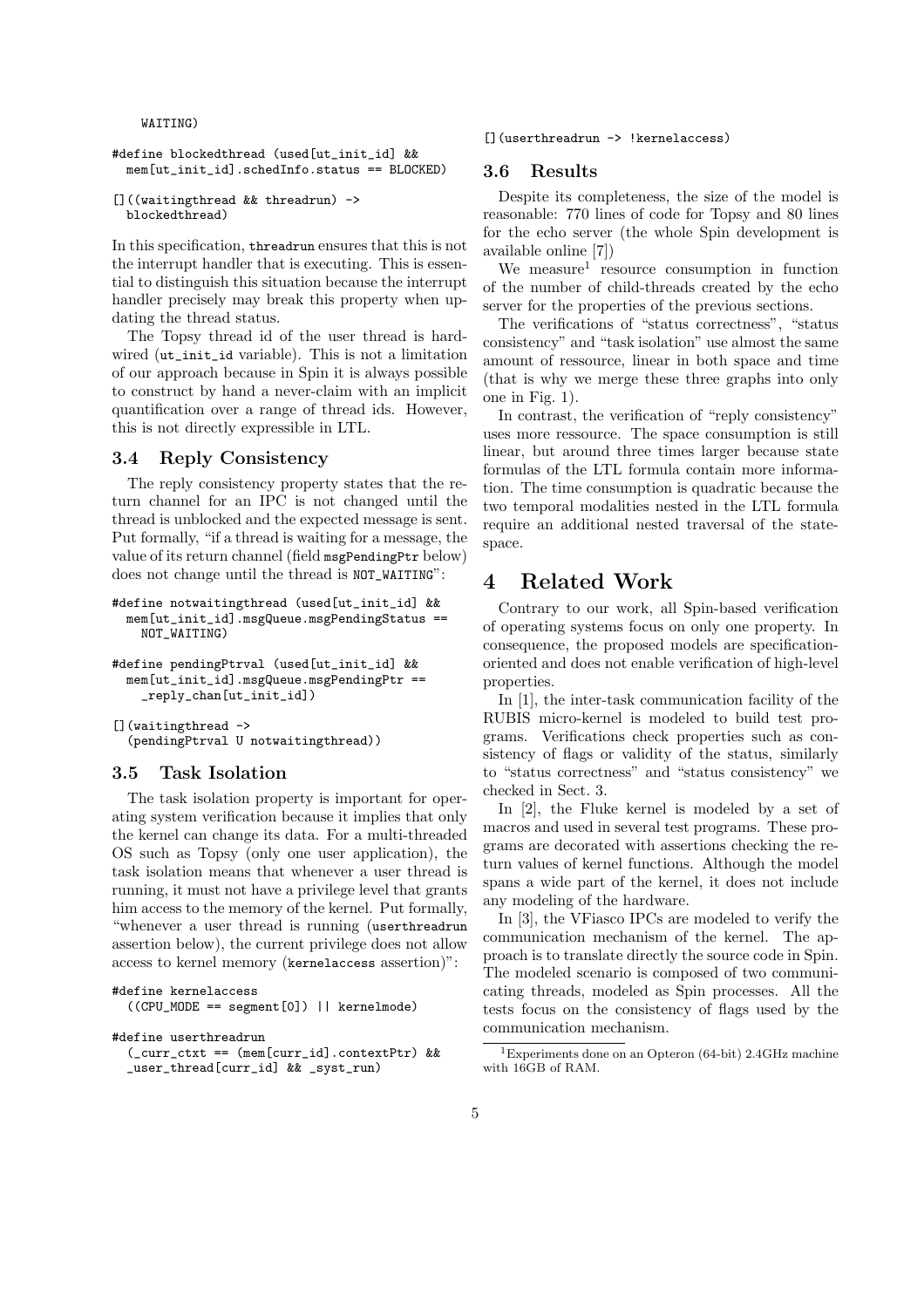```
    WAITING)

#define blockedthread (used[ut_init_id] &&
  mem[ut_init_id].schedInfo.status == BLOCKED)

[]((waitingthread && threadrun) ->
  blockedthread)
```

In this specification, threadrun ensures that this is not the interrupt handler that is executing. This is essential to distinguish this situation because the interrupt handler precisely may break this property when updating the thread status.

The Topsy thread id of the user thread is hardwired (ut_init_id variable). This is not a limitation of our approach because in Spin it is always possible to construct by hand a never-claim with an implicit quantification over a range of thread ids. However, this is not directly expressible in LTL.

### 3.4 Reply Consistency

The reply consistency property states that the return channel for an IPC is not changed until the thread is unblocked and the expected message is sent. Put formally, "if a thread is waiting for a message, the value of its return channel (field msgPendingPtr below) does not change until the thread is NOT_WAITING":

```
#define notwaitingthread (used[ut_init_id] &&
  mem[ut_init_id].msgQueue.msgPendingStatus ==
    NOT_WAITING)

#define pendingPtrval (used[ut_init_id] &&
  mem[ut_init_id].msgQueue.msgPendingPtr ==
    _reply_chan[ut_init_id])

[](waitingthread ->
  (pendingPtrval U notwaitingthread))
```

### 3.5 Task Isolation

The task isolation property is important for operating system verification because it implies that only the kernel can change its data. For a multi-threaded OS such as Topsy (only one user application), the task isolation means that whenever a user thread is running, it must not have a privilege level that grants him access to the memory of the kernel. Put formally, "whenever a user thread is running (userthreadrun assertion below), the current privilege does not allow access to kernel memory (kernelaccess assertion)":

```
#define kernelaccess
  ((CPU_MODE == segment[0]) || kernelmode)

#define userthreadrun
  (_curr_ctxt == (mem[curr_id].contextPtr) &&
  _user_thread[curr_id] && _syst_run)

[](userthreadrun -> !kernelaccess)
```

### 3.6 Results

Despite its completeness, the size of the model is reasonable: 770 lines of code for Topsy and 80 lines for the echo server (the whole Spin development is available online [7])

We measure[1] resource consumption in function of the number of child-threads created by the echo server for the properties of the previous sections.

The verifications of "status correctness", "status consistency" and "task isolation" use almost the same amount of ressource, linear in both space and time (that is why we merge these three graphs into only one in Fig. 1).

In contrast, the verification of "reply consistency" uses more ressource. The space consumption is still linear, but around three times larger because state formulas of the LTL formula contain more information. The time consumption is quadratic because the two temporal modalities nested in the LTL formula require an additional nested traversal of the state-space.

## 4 Related Work

Contrary to our work, all Spin-based verification of operating systems focus on only one property. In consequence, the proposed models are specification-oriented and does not enable verification of high-level properties.

In [1], the inter-task communication facility of the RUBIS micro-kernel is modeled to build test programs. Verifications check properties such as consistency of flags or validity of the status, similarly to "status correctness" and "status consistency" we checked in Sect. 3.

In [2], the Fluke kernel is modeled by a set of macros and used in several test programs. These programs are decorated with assertions checking the return values of kernel functions. Although the model spans a wide part of the kernel, it does not include any modeling of the hardware.

In [3], the VFiasco IPCs are modeled to verify the communication mechanism of the kernel. The approach is to translate directly the source code in Spin. The modeled scenario is composed of two communicating threads, modeled as Spin processes. All the tests focus on the consistency of flags used by the communication mechanism.

[1] Experiments done on an Opteron (64-bit) 2.4GHz machine with 16GB of RAM.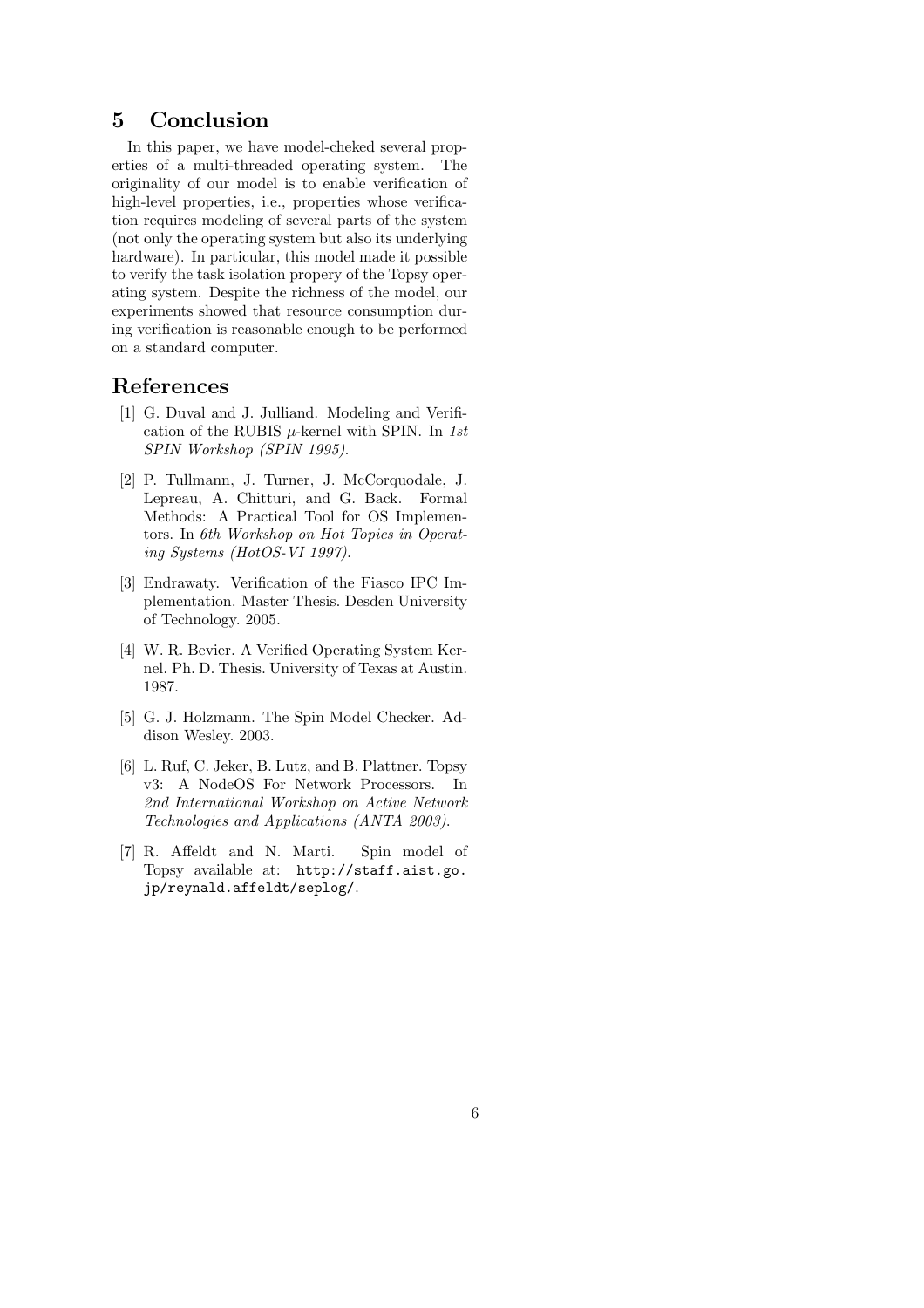## 5 Conclusion

In this paper, we have model-cheked several properties of a multi-threaded operating system. The originality of our model is to enable verification of high-level properties, i.e., properties whose verification requires modeling of several parts of the system (not only the operating system but also its underlying hardware). In particular, this model made it possible to verify the task isolation propery of the Topsy operating system. Despite the richness of the model, our experiments showed that resource consumption during verification is reasonable enough to be performed on a standard computer.

## References

[1] G. Duval and J. Julliand. Modeling and Verification of the RUBIS $\mu$-kernel with SPIN. In *1st SPIN Workshop (SPIN 1995)*.

[2] P. Tullmann, J. Turner, J. McCorquodale, J. Lepreau, A. Chitturi, and G. Back. Formal Methods: A Practical Tool for OS Implementors. In *6th Workshop on Hot Topics in Operating Systems (HotOS-VI 1997)*.

[3] Endrawaty. Verification of the Fiasco IPC Implementation. Master Thesis. Desden University of Technology. 2005.

[4] W. R. Bevier. A Verified Operating System Kernel. Ph. D. Thesis. University of Texas at Austin. 1987.

[5] G. J. Holzmann. The Spin Model Checker. Addison Wesley. 2003.

[6] L. Ruf, C. Jeker, B. Lutz, and B. Plattner. Topsy v3: A NodeOS For Network Processors. In *2nd International Workshop on Active Network Technologies and Applications (ANTA 2003)*.

[7] R. Affeldt and N. Marti. Spin model of Topsy available at: `http://staff.aist.go.jp/reynald.affeldt/seplog/`.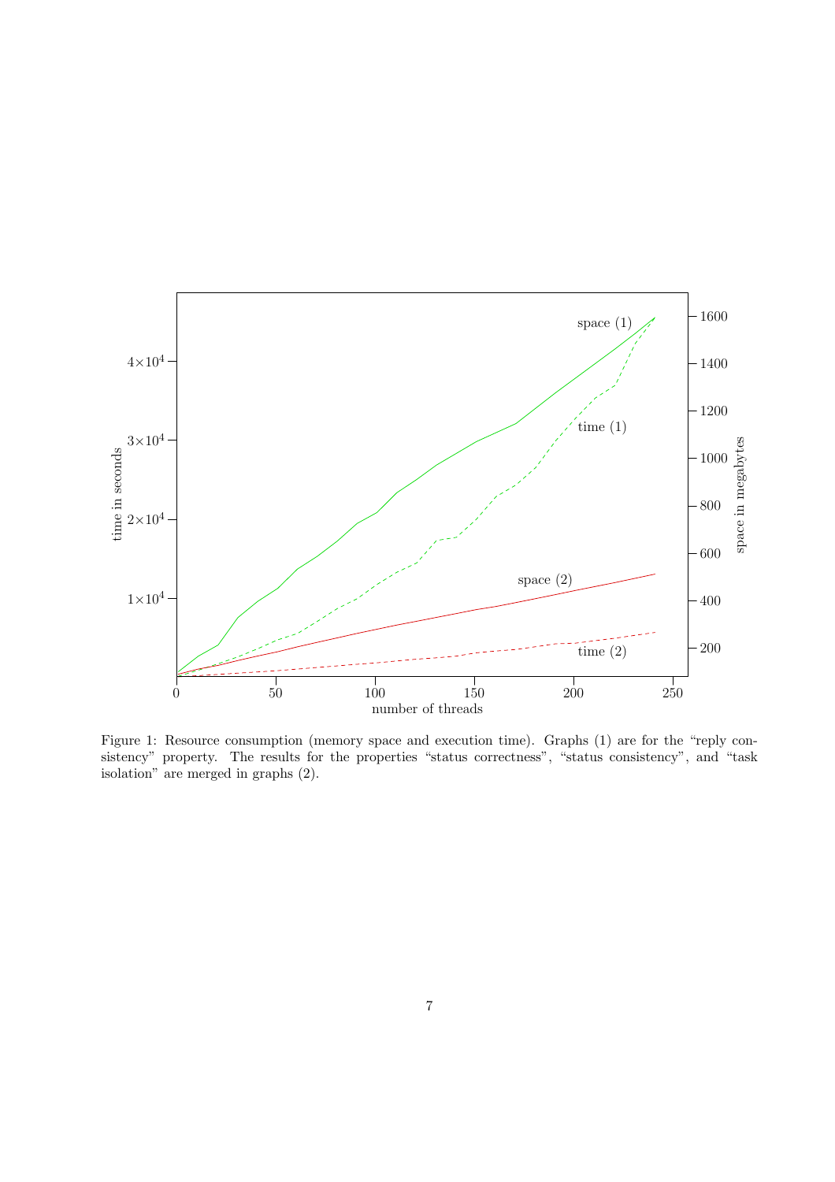time in seconds

$4\times10^4$
$3\times10^4$
$2\times10^4$
$1\times10^4$

space in megabytes

1600
1400
1200
1000
800
600
400
200

0
50
100
150
200
250

number of threads

space (1)
time (1)
space (2)
time (2)

Figure 1: Resource consumption (memory space and execution time). Graphs (1) are for the "reply consistency" property. The results for the properties "status correctness", "status consistency", and "task isolation" are merged in graphs (2).